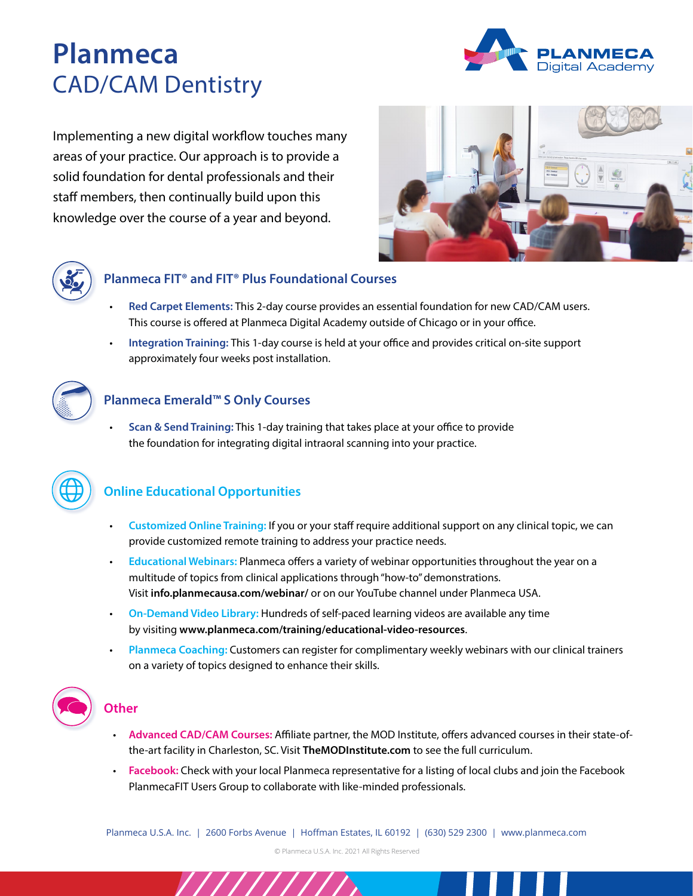# Planmeca
## CAD/CAM Dentistry

PLANMECA Digital Academy

Implementing a new digital workflow touches many areas of your practice. Our approach is to provide a solid foundation for dental professionals and their staff members, then continually build upon this knowledge over the course of a year and beyond.

### Planmeca FIT® and FIT® Plus Foundational Courses

- **Red Carpet Elements:** This 2-day course provides an essential foundation for new CAD/CAM users. This course is offered at Planmeca Digital Academy outside of Chicago or in your office.
- **Integration Training:** This 1-day course is held at your office and provides critical on-site support approximately four weeks post installation.

### Planmeca Emerald™ S Only Courses

- **Scan & Send Training:** This 1-day training that takes place at your office to provide the foundation for integrating digital intraoral scanning into your practice.

### Online Educational Opportunities

- **Customized Online Training:** If you or your staff require additional support on any clinical topic, we can provide customized remote training to address your practice needs.
- **Educational Webinars:** Planmeca offers a variety of webinar opportunities throughout the year on a multitude of topics from clinical applications through "how-to" demonstrations. Visit **info.planmecausa.com/webinar/** or on our YouTube channel under Planmeca USA.
- **On-Demand Video Library:** Hundreds of self-paced learning videos are available any time by visiting **www.planmeca.com/training/educational-video-resources**.
- **Planmeca Coaching:** Customers can register for complimentary weekly webinars with our clinical trainers on a variety of topics designed to enhance their skills.

### Other

- **Advanced CAD/CAM Courses:** Affiliate partner, the MOD Institute, offers advanced courses in their state-of-the-art facility in Charleston, SC. Visit **TheMODInstitute.com** to see the full curriculum.
- **Facebook:** Check with your local Planmeca representative for a listing of local clubs and join the Facebook PlanmecaFIT Users Group to collaborate with like-minded professionals.

Planmeca U.S.A. Inc. | 2600 Forbs Avenue | Hoffman Estates, IL 60192 | (630) 529 2300 | www.planmeca.com

© Planmeca U.S.A. Inc. 2021 All Rights Reserved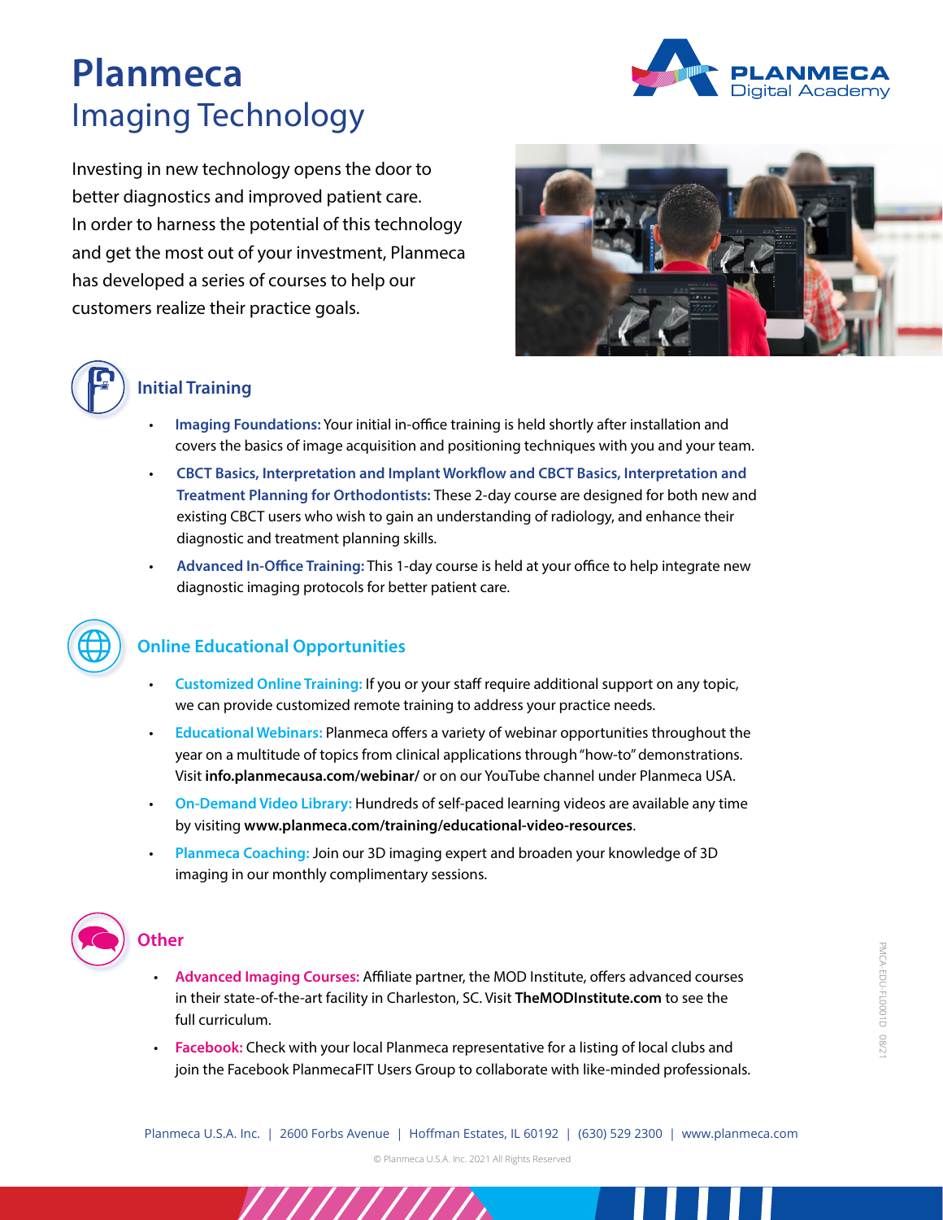# Planmeca
## Imaging Technology

PLANMECA Digital Academy

Investing in new technology opens the door to better diagnostics and improved patient care. In order to harness the potential of this technology and get the most out of your investment, Planmeca has developed a series of courses to help our customers realize their practice goals.

### Initial Training

- **Imaging Foundations:** Your initial in-office training is held shortly after installation and covers the basics of image acquisition and positioning techniques with you and your team.
- **CBCT Basics, Interpretation and Implant Workflow and CBCT Basics, Interpretation and Treatment Planning for Orthodontists:** These 2-day course are designed for both new and existing CBCT users who wish to gain an understanding of radiology, and enhance their diagnostic and treatment planning skills.
- **Advanced In-Office Training:** This 1-day course is held at your office to help integrate new diagnostic imaging protocols for better patient care.

### Online Educational Opportunities

- **Customized Online Training:** If you or your staff require additional support on any topic, we can provide customized remote training to address your practice needs.
- **Educational Webinars:** Planmeca offers a variety of webinar opportunities throughout the year on a multitude of topics from clinical applications through "how-to" demonstrations. Visit **info.planmecausa.com/webinar/** or on our YouTube channel under Planmeca USA.
- **On-Demand Video Library:** Hundreds of self-paced learning videos are available any time by visiting **www.planmeca.com/training/educational-video-resources**.
- **Planmeca Coaching:** Join our 3D imaging expert and broaden your knowledge of 3D imaging in our monthly complimentary sessions.

### Other

- **Advanced Imaging Courses:** Affiliate partner, the MOD Institute, offers advanced courses in their state-of-the-art facility in Charleston, SC. Visit **TheMODInstitute.com** to see the full curriculum.
- **Facebook:** Check with your local Planmeca representative for a listing of local clubs and join the Facebook PlanmecaFIT Users Group to collaborate with like-minded professionals.

PMCA-EDU-FL0001D 08/21

Planmeca U.S.A. Inc. | 2600 Forbs Avenue | Hoffman Estates, IL 60192 | (630) 529 2300 | www.planmeca.com

© Planmeca U.S.A. Inc. 2021 All Rights Reserved